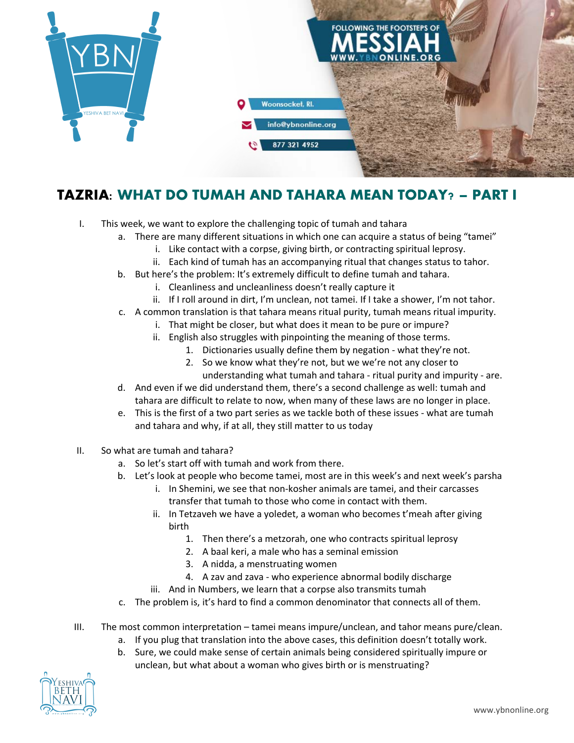FOLLOWING THE FOOTSTEPS OF MESSIAH

WWW.YBNONLINE.ORG

Woonsocket, RI.

info@ybnonline.org

877 321 4952

# TAZRIA: WHAT DO TUMAH AND TAHARA MEAN TODAY? – PART I

I. This week, we want to explore the challenging topic of tumah and tahara
   a. There are many different situations in which one can acquire a status of being "tamei"
      i. Like contact with a corpse, giving birth, or contracting spiritual leprosy.
      ii. Each kind of tumah has an accompanying ritual that changes status to tahor.
   b. But here's the problem: It's extremely difficult to define tumah and tahara.
      i. Cleanliness and uncleanliness doesn't really capture it
      ii. If I roll around in dirt, I'm unclean, not tamei. If I take a shower, I'm not tahor.
   c. A common translation is that tahara means ritual purity, tumah means ritual impurity.
      i. That might be closer, but what does it mean to be pure or impure?
      ii. English also struggles with pinpointing the meaning of those terms.
         1. Dictionaries usually define them by negation - what they're not.
         2. So we know what they're not, but we we're not any closer to understanding what tumah and tahara - ritual purity and impurity - are.
   d. And even if we did understand them, there's a second challenge as well: tumah and tahara are difficult to relate to now, when many of these laws are no longer in place.
   e. This is the first of a two part series as we tackle both of these issues - what are tumah and tahara and why, if at all, they still matter to us today

II. So what are tumah and tahara?
   a. So let's start off with tumah and work from there.
   b. Let's look at people who become tamei, most are in this week's and next week's parsha
      i. In Shemini, we see that non-kosher animals are tamei, and their carcasses transfer that tumah to those who come in contact with them.
      ii. In Tetzaveh we have a yoledet, a woman who becomes t'meah after giving birth
         1. Then there's a metzorah, one who contracts spiritual leprosy
         2. A baal keri, a male who has a seminal emission
         3. A nidda, a menstruating women
         4. A zav and zava - who experience abnormal bodily discharge
      iii. And in Numbers, we learn that a corpse also transmits tumah
   c. The problem is, it's hard to find a common denominator that connects all of them.

III. The most common interpretation – tamei means impure/unclean, and tahor means pure/clean.
   a. If you plug that translation into the above cases, this definition doesn't totally work.
   b. Sure, we could make sense of certain animals being considered spiritually impure or unclean, but what about a woman who gives birth or is menstruating?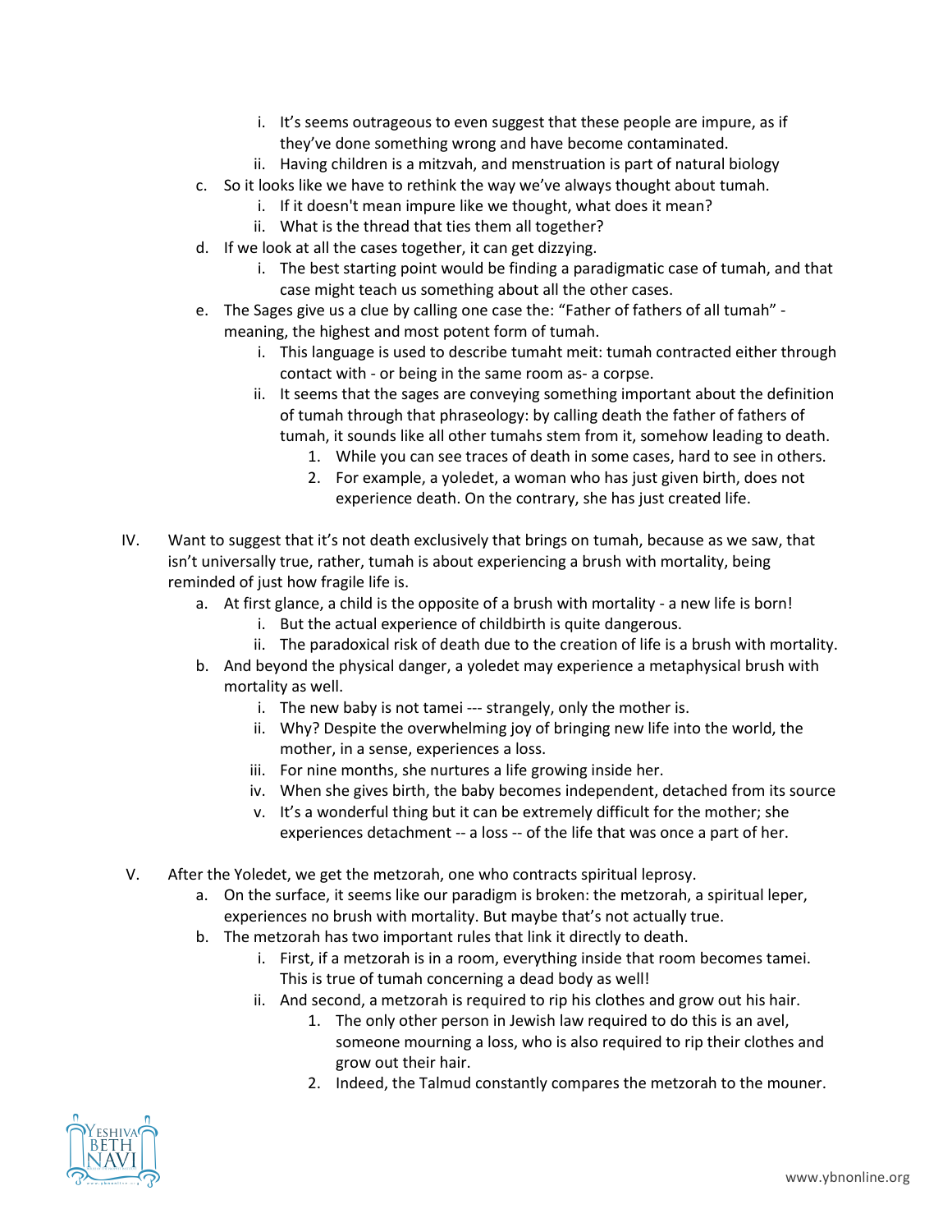i. It's seems outrageous to even suggest that these people are impure, as if they've done something wrong and have become contaminated.
        ii. Having children is a mitzvah, and menstruation is part of natural biology
    c. So it looks like we have to rethink the way we've always thought about tumah.
        i. If it doesn't mean impure like we thought, what does it mean?
        ii. What is the thread that ties them all together?
    d. If we look at all the cases together, it can get dizzying.
        i. The best starting point would be finding a paradigmatic case of tumah, and that case might teach us something about all the other cases.
    e. The Sages give us a clue by calling one case the: "Father of fathers of all tumah" - meaning, the highest and most potent form of tumah.
        i. This language is used to describe tumaht meit: tumah contracted either through contact with - or being in the same room as- a corpse.
        ii. It seems that the sages are conveying something important about the definition of tumah through that phraseology: by calling death the father of fathers of tumah, it sounds like all other tumahs stem from it, somehow leading to death.
            1. While you can see traces of death in some cases, hard to see in others.
            2. For example, a yoledet, a woman who has just given birth, does not experience death. On the contrary, she has just created life.

IV. Want to suggest that it's not death exclusively that brings on tumah, because as we saw, that isn't universally true, rather, tumah is about experiencing a brush with mortality, being reminded of just how fragile life is.
    a. At first glance, a child is the opposite of a brush with mortality - a new life is born!
        i. But the actual experience of childbirth is quite dangerous.
        ii. The paradoxical risk of death due to the creation of life is a brush with mortality.
    b. And beyond the physical danger, a yoledet may experience a metaphysical brush with mortality as well.
        i. The new baby is not tamei --- strangely, only the mother is.
        ii. Why? Despite the overwhelming joy of bringing new life into the world, the mother, in a sense, experiences a loss.
        iii. For nine months, she nurtures a life growing inside her.
        iv. When she gives birth, the baby becomes independent, detached from its source
        v. It's a wonderful thing but it can be extremely difficult for the mother; she experiences detachment -- a loss -- of the life that was once a part of her.

V. After the Yoledet, we get the metzorah, one who contracts spiritual leprosy.
    a. On the surface, it seems like our paradigm is broken: the metzorah, a spiritual leper, experiences no brush with mortality. But maybe that's not actually true.
    b. The metzorah has two important rules that link it directly to death.
        i. First, if a metzorah is in a room, everything inside that room becomes tamei. This is true of tumah concerning a dead body as well!
        ii. And second, a metzorah is required to rip his clothes and grow out his hair.
            1. The only other person in Jewish law required to do this is an avel, someone mourning a loss, who is also required to rip their clothes and grow out their hair.
            2. Indeed, the Talmud constantly compares the metzorah to the mouner.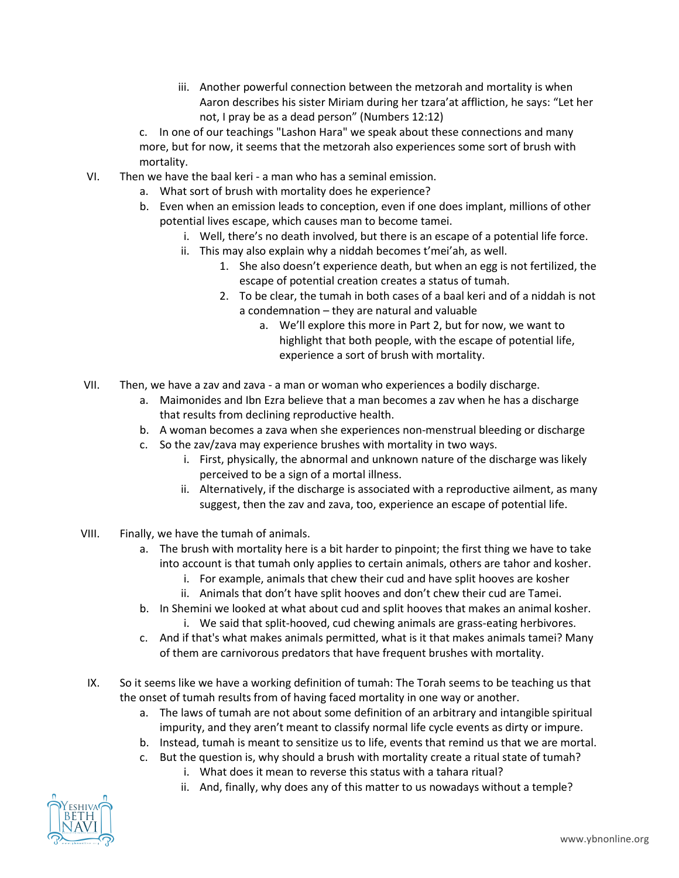iii. Another powerful connection between the metzorah and mortality is when Aaron describes his sister Miriam during her tzara'at affliction, he says: "Let her not, I pray be as a dead person" (Numbers 12:12)

    c. In one of our teachings "Lashon Hara" we speak about these connections and many more, but for now, it seems that the metzorah also experiences some sort of brush with mortality.

VI. Then we have the baal keri - a man who has a seminal emission.
    a. What sort of brush with mortality does he experience?
    b. Even when an emission leads to conception, even if one does implant, millions of other potential lives escape, which causes man to become tamei.
        i. Well, there's no death involved, but there is an escape of a potential life force.
        ii. This may also explain why a niddah becomes t'mei'ah, as well.
            1. She also doesn't experience death, but when an egg is not fertilized, the escape of potential creation creates a status of tumah.
            2. To be clear, the tumah in both cases of a baal keri and of a niddah is not a condemnation – they are natural and valuable
                a. We'll explore this more in Part 2, but for now, we want to highlight that both people, with the escape of potential life, experience a sort of brush with mortality.

VII. Then, we have a zav and zava - a man or woman who experiences a bodily discharge.
    a. Maimonides and Ibn Ezra believe that a man becomes a zav when he has a discharge that results from declining reproductive health.
    b. A woman becomes a zava when she experiences non-menstrual bleeding or discharge
    c. So the zav/zava may experience brushes with mortality in two ways.
        i. First, physically, the abnormal and unknown nature of the discharge was likely perceived to be a sign of a mortal illness.
        ii. Alternatively, if the discharge is associated with a reproductive ailment, as many suggest, then the zav and zava, too, experience an escape of potential life.

VIII. Finally, we have the tumah of animals.
    a. The brush with mortality here is a bit harder to pinpoint; the first thing we have to take into account is that tumah only applies to certain animals, others are tahor and kosher.
        i. For example, animals that chew their cud and have split hooves are kosher
        ii. Animals that don't have split hooves and don't chew their cud are Tamei.
    b. In Shemini we looked at what about cud and split hooves that makes an animal kosher.
        i. We said that split-hooved, cud chewing animals are grass-eating herbivores.
    c. And if that's what makes animals permitted, what is it that makes animals tamei? Many of them are carnivorous predators that have frequent brushes with mortality.

IX. So it seems like we have a working definition of tumah: The Torah seems to be teaching us that the onset of tumah results from of having faced mortality in one way or another.
    a. The laws of tumah are not about some definition of an arbitrary and intangible spiritual impurity, and they aren't meant to classify normal life cycle events as dirty or impure.
    b. Instead, tumah is meant to sensitize us to life, events that remind us that we are mortal.
    c. But the question is, why should a brush with mortality create a ritual state of tumah?
        i. What does it mean to reverse this status with a tahara ritual?
        ii. And, finally, why does any of this matter to us nowadays without a temple?